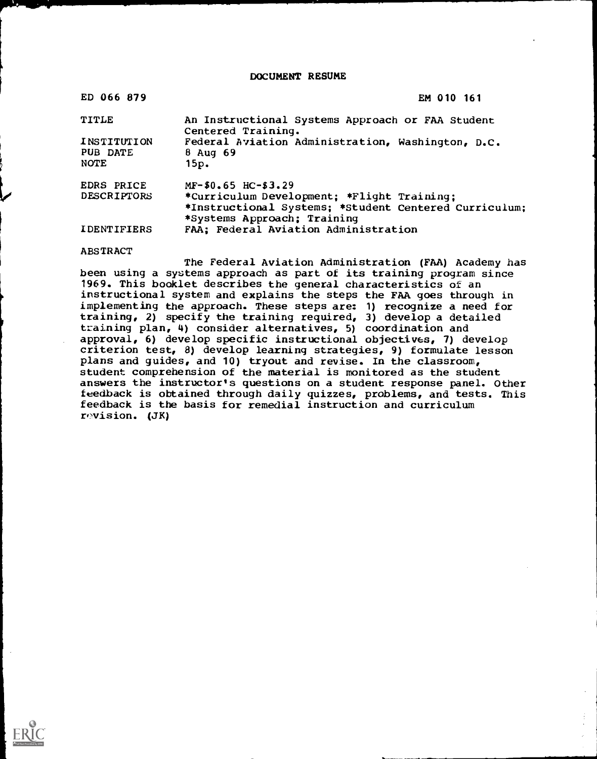# DOCUMENT RESUME

| | |
|---|---|
| ED 066 879 | EM 010 161 |
| TITLE | An Instructional Systems Approach or FAA Student Centered Training. |
| INSTITUTION | Federal Aviation Administration, Washington, D.C. |
| PUB DATE | 8 Aug 69 |
| NOTE | 15p. |
| EDRS PRICE | MF-$0.65 HC-$3.29 |
| DESCRIPTORS | *Curriculum Development; *Flight Training; *Instructional Systems; *Student Centered Curriculum; *Systems Approach; Training |
| IDENTIFIERS | FAA; Federal Aviation Administration |

ABSTRACT

The Federal Aviation Administration (FAA) Academy has been using a systems approach as part of its training program since 1969. This booklet describes the general characteristics of an instructional system and explains the steps the FAA goes through in implementing the approach. These steps are: 1) recognize a need for training, 2) specify the training required, 3) develop a detailed training plan, 4) consider alternatives, 5) coordination and approval, 6) develop specific instructional objectives, 7) develop criterion test, 8) develop learning strategies, 9) formulate lesson plans and guides, and 10) tryout and revise. In the classroom, student comprehension of the material is monitored as the student answers the instructor's questions on a student response panel. Other feedback is obtained through daily quizzes, problems, and tests. This feedback is the basis for remedial instruction and curriculum revision. (JK)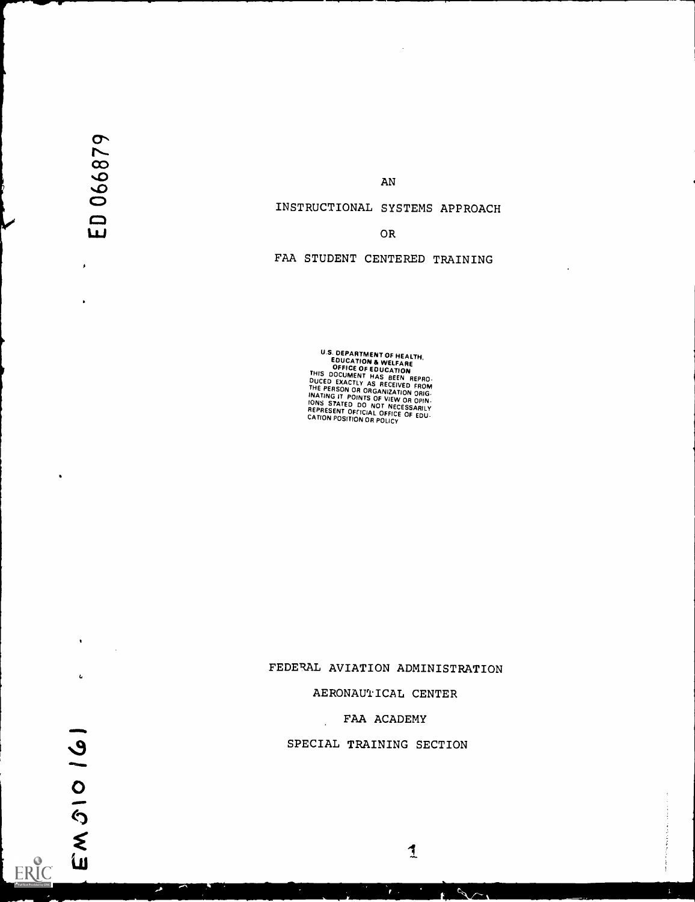ED 066879

# AN INSTRUCTIONAL SYSTEMS APPROACH OR FAA STUDENT CENTERED TRAINING

U.S. DEPARTMENT OF HEALTH, EDUCATION & WELFARE
OFFICE OF EDUCATION
THIS DOCUMENT HAS BEEN REPRODUCED EXACTLY AS RECEIVED FROM THE PERSON OR ORGANIZATION ORIGINATING IT. POINTS OF VIEW OR OPINIONS STATED DO NOT NECESSARILY REPRESENT OFFICIAL OFFICE OF EDUCATION POSITION OR POLICY

FEDERAL AVIATION ADMINISTRATION

AERONAUTICAL CENTER

FAA ACADEMY

SPECIAL TRAINING SECTION

EM 010 161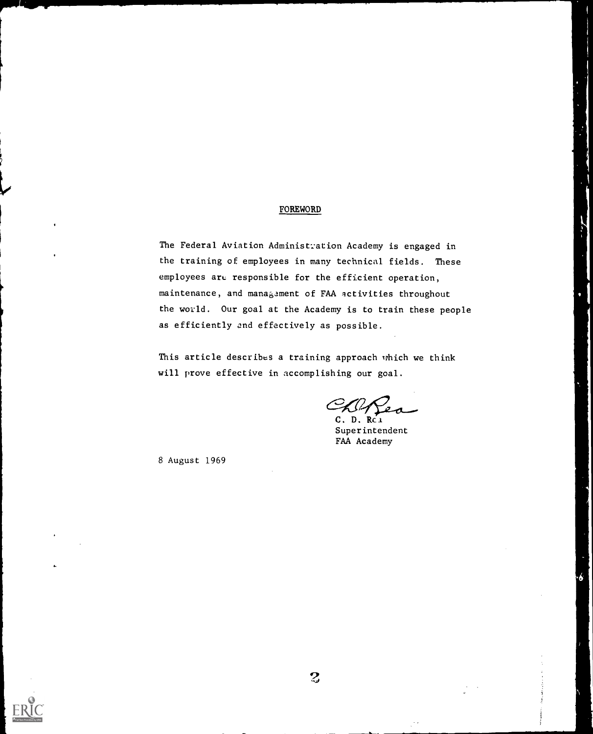# FOREWORD

The Federal Aviation Administration Academy is engaged in the training of employees in many technical fields. These employees are responsible for the efficient operation, maintenance, and management of FAA activities throughout the world. Our goal at the Academy is to train these people as efficiently and effectively as possible.

This article describes a training approach which we think will prove effective in accomplishing our goal.

C. D. Rea
Superintendent
FAA Academy

8 August 1969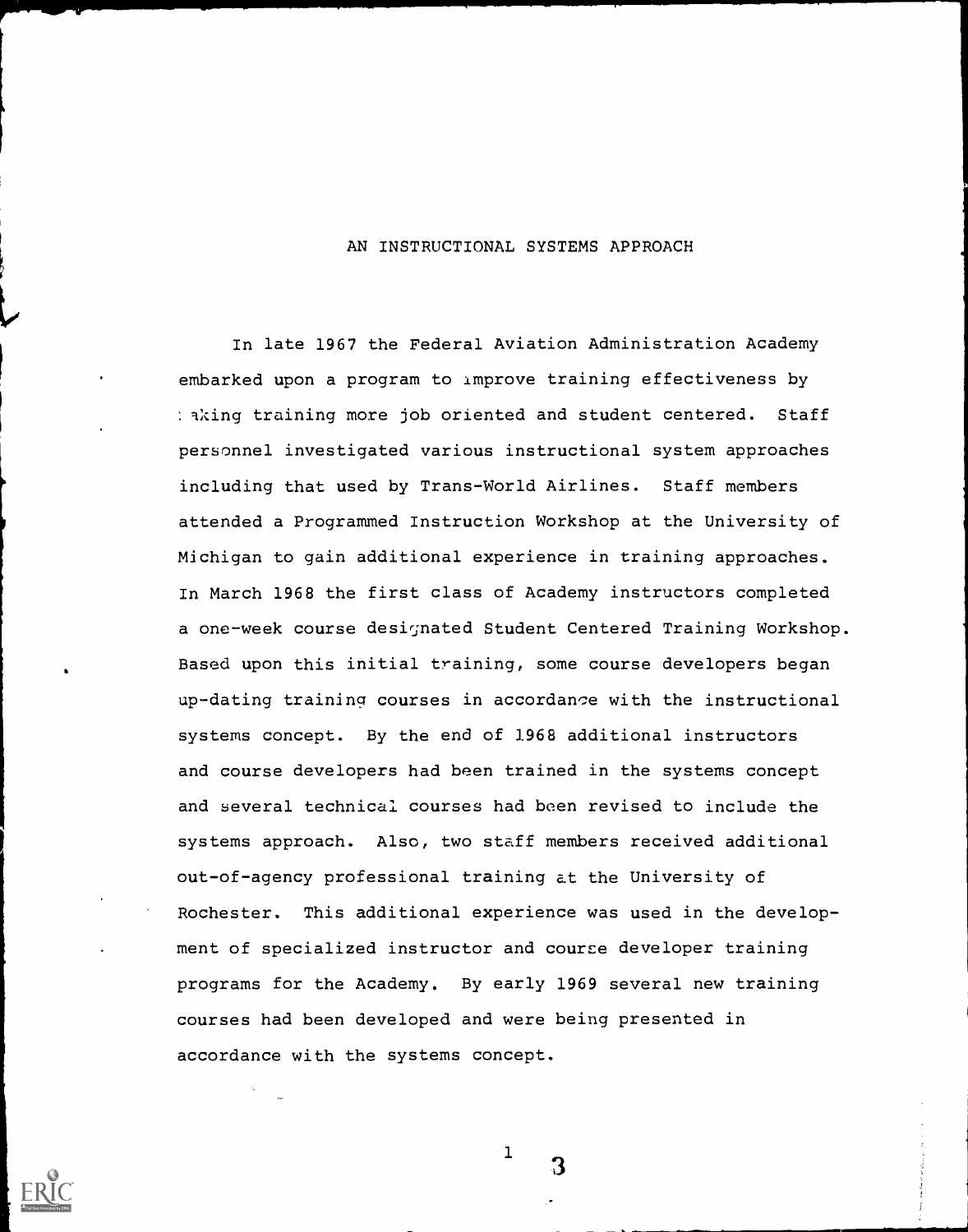# AN INSTRUCTIONAL SYSTEMS APPROACH

In late 1967 the Federal Aviation Administration Academy embarked upon a program to improve training effectiveness by making training more job oriented and student centered. Staff personnel investigated various instructional system approaches including that used by Trans-World Airlines. Staff members attended a Programmed Instruction Workshop at the University of Michigan to gain additional experience in training approaches. In March 1968 the first class of Academy instructors completed a one-week course designated Student Centered Training Workshop. Based upon this initial training, some course developers began up-dating training courses in accordance with the instructional systems concept. By the end of 1968 additional instructors and course developers had been trained in the systems concept and several technical courses had been revised to include the systems approach. Also, two staff members received additional out-of-agency professional training at the University of Rochester. This additional experience was used in the development of specialized instructor and course developer training programs for the Academy. By early 1969 several new training courses had been developed and were being presented in accordance with the systems concept.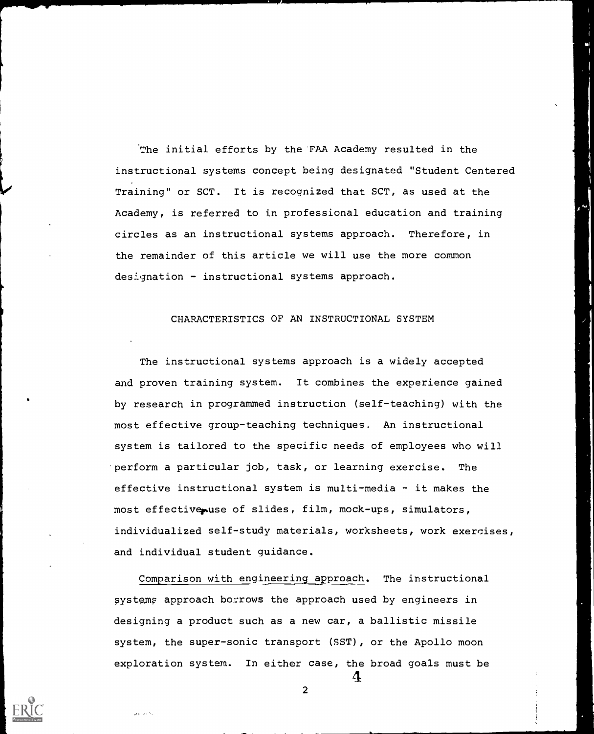The initial efforts by the FAA Academy resulted in the instructional systems concept being designated "Student Centered Training" or SCT. It is recognized that SCT, as used at the Academy, is referred to in professional education and training circles as an instructional systems approach. Therefore, in the remainder of this article we will use the more common designation - instructional systems approach.

## CHARACTERISTICS OF AN INSTRUCTIONAL SYSTEM

The instructional systems approach is a widely accepted and proven training system. It combines the experience gained by research in programmed instruction (self-teaching) with the most effective group-teaching techniques. An instructional system is tailored to the specific needs of employees who will perform a particular job, task, or learning exercise. The effective instructional system is multi-media - it makes the most effective use of slides, film, mock-ups, simulators, individualized self-study materials, worksheets, work exercises, and individual student guidance.

Comparison with engineering approach. The instructional systems approach borrows the approach used by engineers in designing a product such as a new car, a ballistic missile system, the super-sonic transport (SST), or the Apollo moon exploration system. In either case, the broad goals must be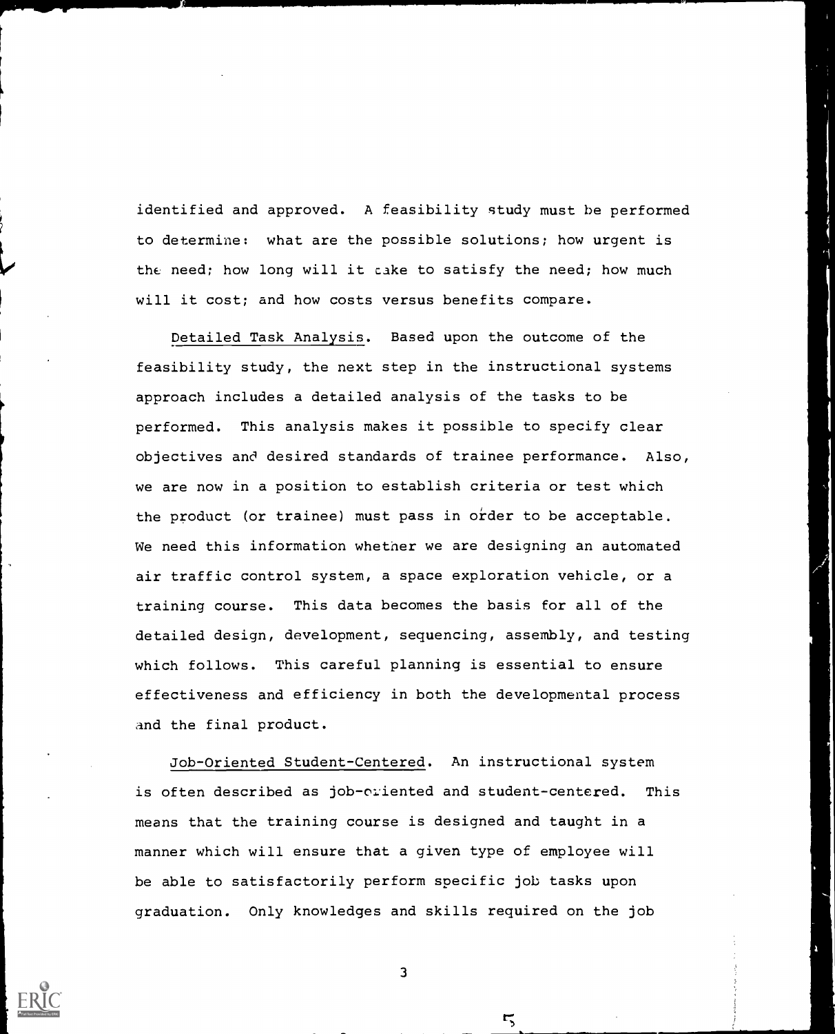identified and approved. A feasibility study must be performed to determine: what are the possible solutions; how urgent is the need; how long will it take to satisfy the need; how much will it cost; and how costs versus benefits compare.

Detailed Task Analysis. Based upon the outcome of the feasibility study, the next step in the instructional systems approach includes a detailed analysis of the tasks to be performed. This analysis makes it possible to specify clear objectives and desired standards of trainee performance. Also, we are now in a position to establish criteria or test which the product (or trainee) must pass in order to be acceptable. We need this information whether we are designing an automated air traffic control system, a space exploration vehicle, or a training course. This data becomes the basis for all of the detailed design, development, sequencing, assembly, and testing which follows. This careful planning is essential to ensure effectiveness and efficiency in both the developmental process and the final product.

Job-Oriented Student-Centered. An instructional system is often described as job-oriented and student-centered. This means that the training course is designed and taught in a manner which will ensure that a given type of employee will be able to satisfactorily perform specific job tasks upon graduation. Only knowledges and skills required on the job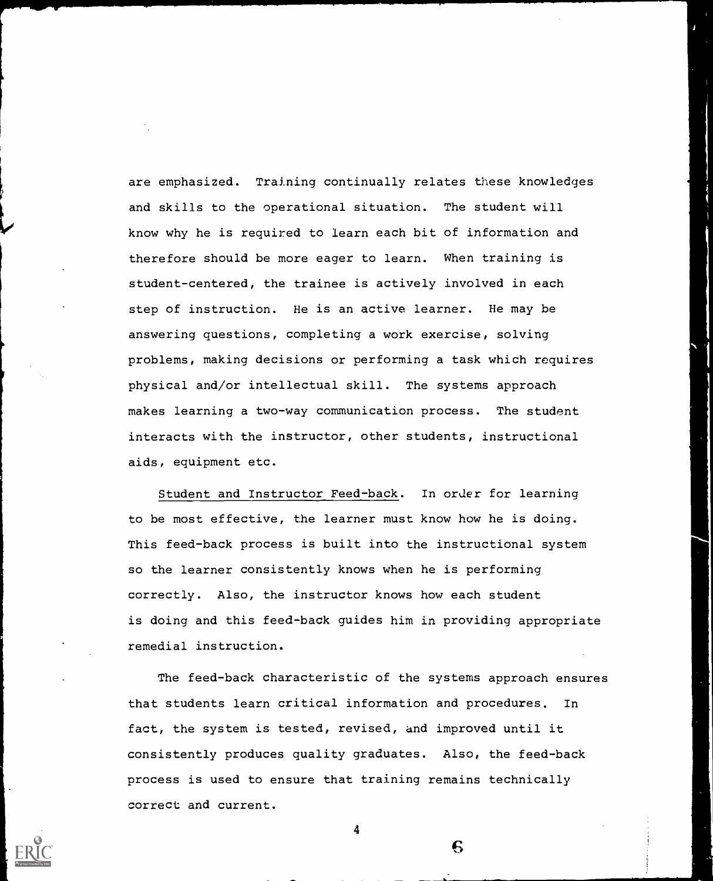are emphasized. Training continually relates these knowledges and skills to the operational situation. The student will know why he is required to learn each bit of information and therefore should be more eager to learn. When training is student-centered, the trainee is actively involved in each step of instruction. He is an active learner. He may be answering questions, completing a work exercise, solving problems, making decisions or performing a task which requires physical and/or intellectual skill. The systems approach makes learning a two-way communication process. The student interacts with the instructor, other students, instructional aids, equipment etc.

Student and Instructor Feed-back. In order for learning to be most effective, the learner must know how he is doing. This feed-back process is built into the instructional system so the learner consistently knows when he is performing correctly. Also, the instructor knows how each student is doing and this feed-back guides him in providing appropriate remedial instruction.

The feed-back characteristic of the systems approach ensures that students learn critical information and procedures. In fact, the system is tested, revised, and improved until it consistently produces quality graduates. Also, the feed-back process is used to ensure that training remains technically correct and current.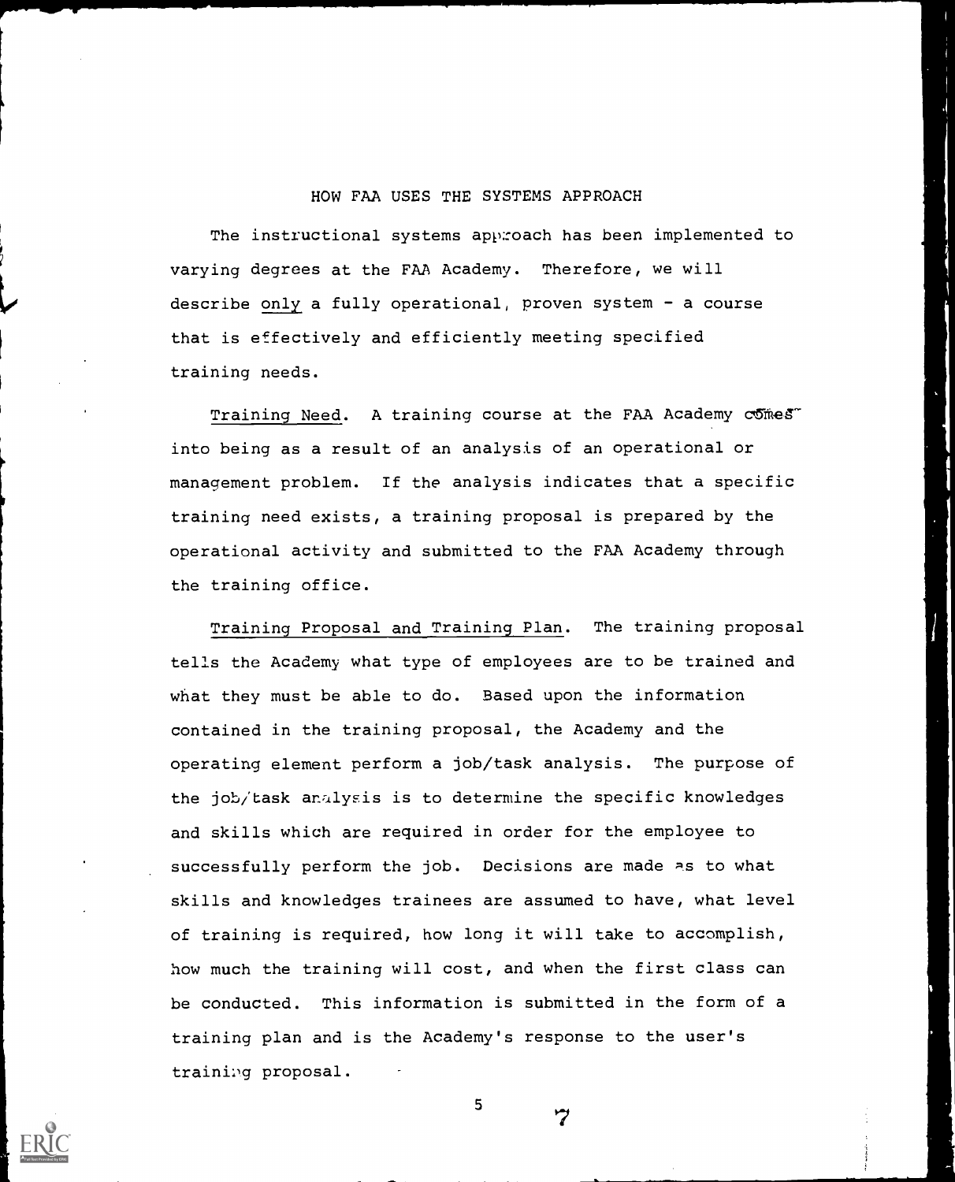## HOW FAA USES THE SYSTEMS APPROACH

The instructional systems approach has been implemented to varying degrees at the FAA Academy. Therefore, we will describe only a fully operational, proven system - a course that is effectively and efficiently meeting specified training needs.

Training Need. A training course at the FAA Academy comes into being as a result of an analysis of an operational or management problem. If the analysis indicates that a specific training need exists, a training proposal is prepared by the operational activity and submitted to the FAA Academy through the training office.

Training Proposal and Training Plan. The training proposal tells the Academy what type of employees are to be trained and what they must be able to do. Based upon the information contained in the training proposal, the Academy and the operating element perform a job/task analysis. The purpose of the job/task analysis is to determine the specific knowledges and skills which are required in order for the employee to successfully perform the job. Decisions are made as to what skills and knowledges trainees are assumed to have, what level of training is required, how long it will take to accomplish, how much the training will cost, and when the first class can be conducted. This information is submitted in the form of a training plan and is the Academy's response to the user's training proposal.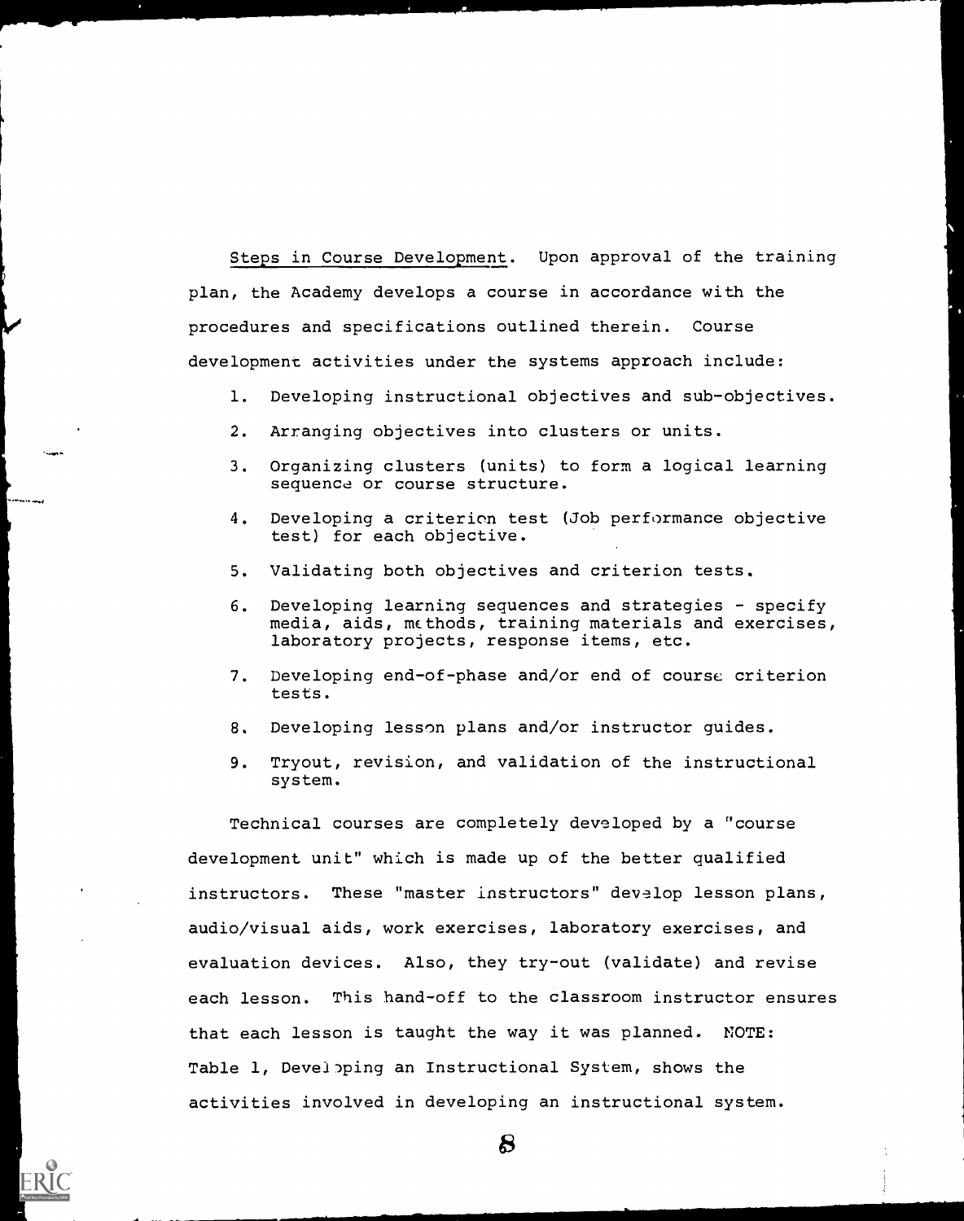Steps in Course Development. Upon approval of the training plan, the Academy develops a course in accordance with the procedures and specifications outlined therein. Course development activities under the systems approach include:

1. Developing instructional objectives and sub-objectives.
2. Arranging objectives into clusters or units.
3. Organizing clusters (units) to form a logical learning sequence or course structure.
4. Developing a criterion test (Job performance objective test) for each objective.
5. Validating both objectives and criterion tests.
6. Developing learning sequences and strategies - specify media, aids, methods, training materials and exercises, laboratory projects, response items, etc.
7. Developing end-of-phase and/or end of course criterion tests.
8. Developing lesson plans and/or instructor guides.
9. Tryout, revision, and validation of the instructional system.

Technical courses are completely developed by a "course development unit" which is made up of the better qualified instructors. These "master instructors" develop lesson plans, audio/visual aids, work exercises, laboratory exercises, and evaluation devices. Also, they try-out (validate) and revise each lesson. This hand-off to the classroom instructor ensures that each lesson is taught the way it was planned. NOTE: Table 1, Developing an Instructional System, shows the activities involved in developing an instructional system.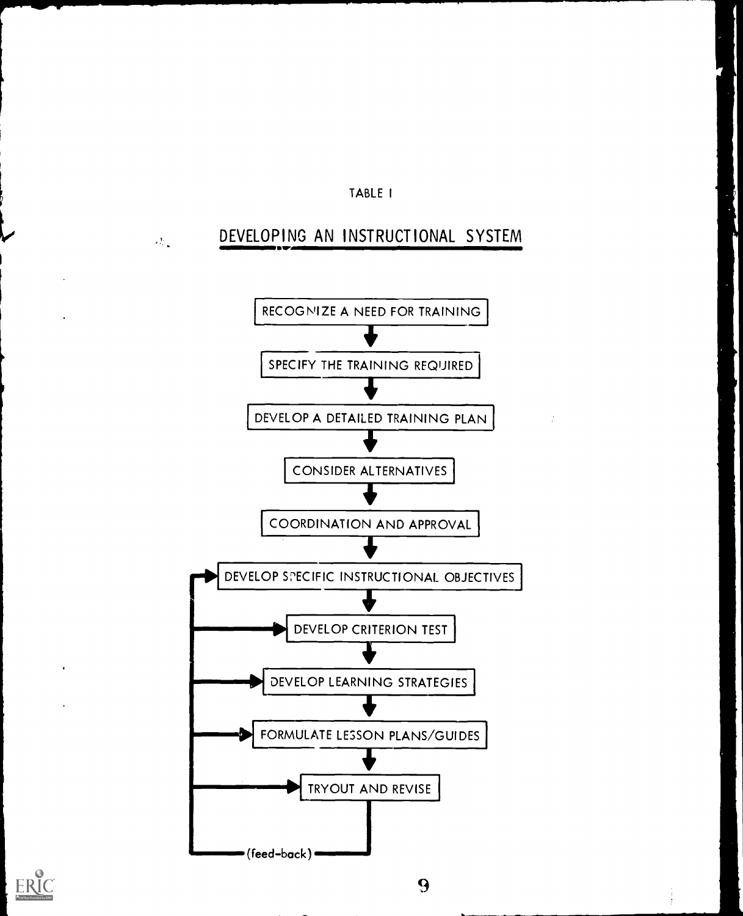TABLE I

## DEVELOPING AN INSTRUCTIONAL SYSTEM

RECOGNIZE A NEED FOR TRAINING

↓

SPECIFY THE TRAINING REQUIRED

↓

DEVELOP A DETAILED TRAINING PLAN

↓

CONSIDER ALTERNATIVES

↓

COORDINATION AND APPROVAL

↓

DEVELOP SPECIFIC INSTRUCTIONAL OBJECTIVES

↓

DEVELOP CRITERION TEST

↓

DEVELOP LEARNING STRATEGIES

↓

FORMULATE LESSON PLANS/GUIDES

↓

TRYOUT AND REVISE

(feed-back)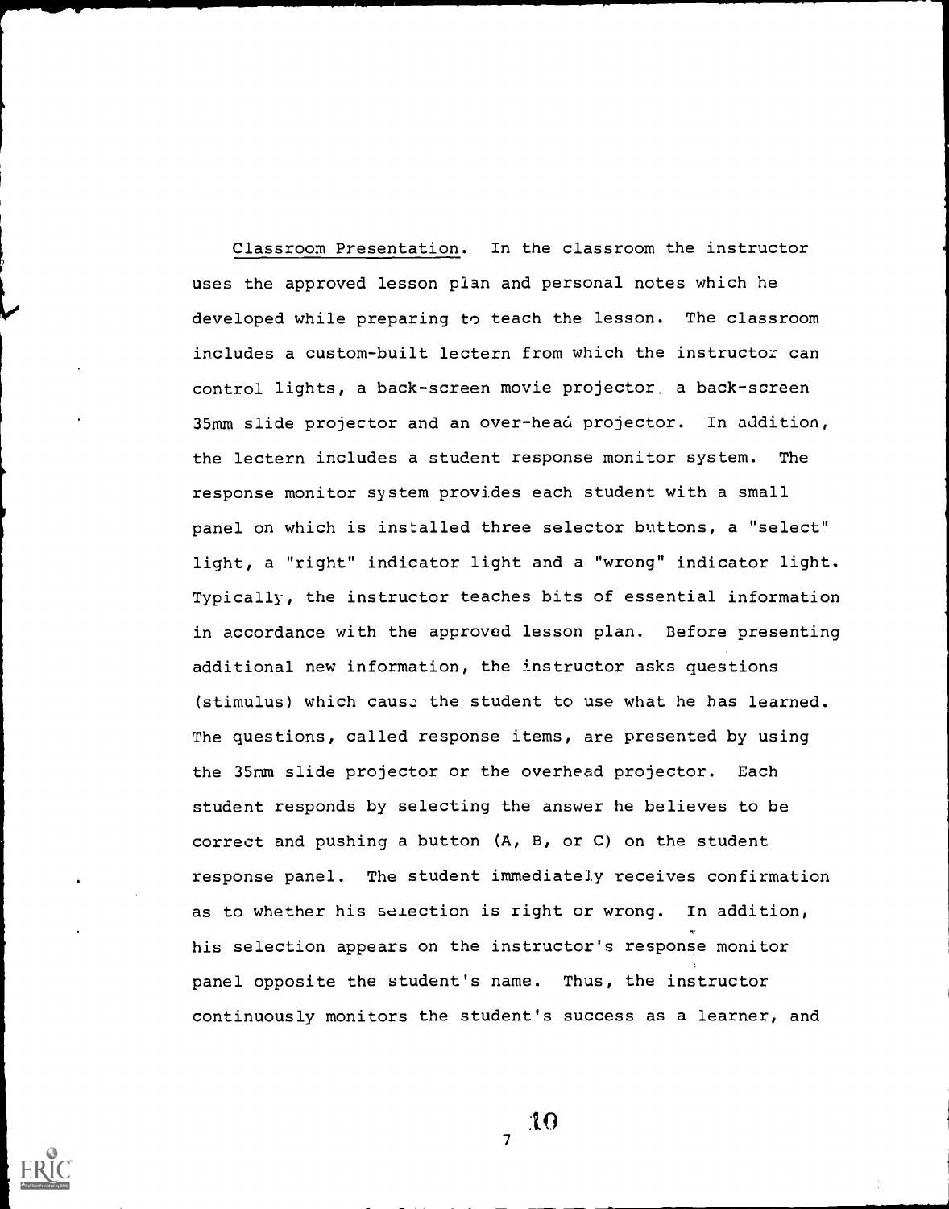Classroom Presentation. In the classroom the instructor uses the approved lesson plan and personal notes which he developed while preparing to teach the lesson. The classroom includes a custom-built lectern from which the instructor can control lights, a back-screen movie projector, a back-screen 35mm slide projector and an over-head projector. In addition, the lectern includes a student response monitor system. The response monitor system provides each student with a small panel on which is installed three selector buttons, a "select" light, a "right" indicator light and a "wrong" indicator light. Typically, the instructor teaches bits of essential information in accordance with the approved lesson plan. Before presenting additional new information, the instructor asks questions (stimulus) which cause the student to use what he has learned. The questions, called response items, are presented by using the 35mm slide projector or the overhead projector. Each student responds by selecting the answer he believes to be correct and pushing a button (A, B, or C) on the student response panel. The student immediately receives confirmation as to whether his selection is right or wrong. In addition, his selection appears on the instructor's response monitor panel opposite the student's name. Thus, the instructor continuously monitors the student's success as a learner, and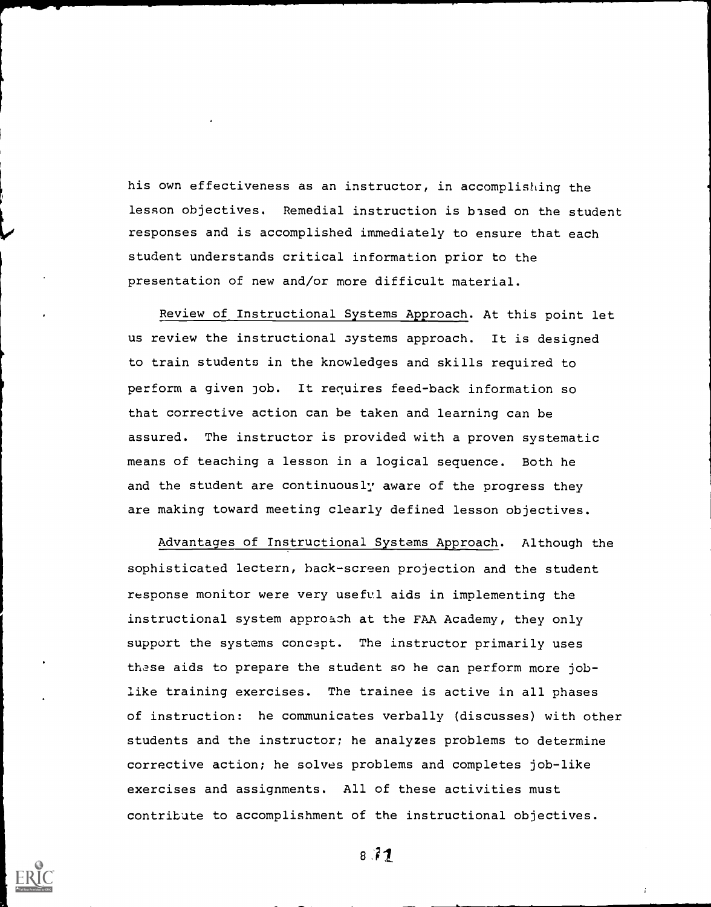his own effectiveness as an instructor, in accomplishing the lesson objectives. Remedial instruction is based on the student responses and is accomplished immediately to ensure that each student understands critical information prior to the presentation of new and/or more difficult material.

<u>Review of Instructional Systems Approach</u>. At this point let us review the instructional systems approach. It is designed to train students in the knowledges and skills required to perform a given job. It requires feed-back information so that corrective action can be taken and learning can be assured. The instructor is provided with a proven systematic means of teaching a lesson in a logical sequence. Both he and the student are continuously aware of the progress they are making toward meeting clearly defined lesson objectives.

<u>Advantages of Instructional Systems Approach</u>. Although the sophisticated lectern, back-screen projection and the student response monitor were very useful aids in implementing the instructional system approach at the FAA Academy, they only support the systems concept. The instructor primarily uses these aids to prepare the student so he can perform more job-like training exercises. The trainee is active in all phases of instruction: he communicates verbally (discusses) with other students and the instructor; he analyzes problems to determine corrective action; he solves problems and completes job-like exercises and assignments. All of these activities must contribute to accomplishment of the instructional objectives.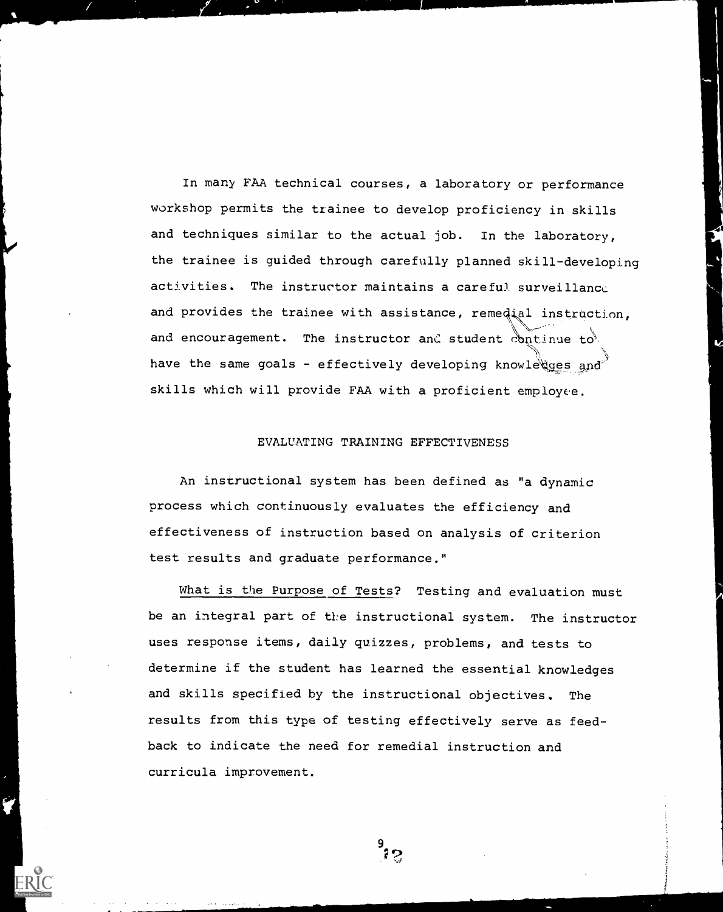In many FAA technical courses, a laboratory or performance workshop permits the trainee to develop proficiency in skills and techniques similar to the actual job. In the laboratory, the trainee is guided through carefully planned skill-developing activities. The instructor maintains a careful surveillance and provides the trainee with assistance, remedial instruction, and encouragement. The instructor and student continue to have the same goals - effectively developing knowledges and skills which will provide FAA with a proficient employee.

## EVALUATING TRAINING EFFECTIVENESS

An instructional system has been defined as "a dynamic process which continuously evaluates the efficiency and effectiveness of instruction based on analysis of criterion test results and graduate performance."

What is the Purpose of Tests? Testing and evaluation must be an integral part of the instructional system. The instructor uses response items, daily quizzes, problems, and tests to determine if the student has learned the essential knowledges and skills specified by the instructional objectives. The results from this type of testing effectively serve as feedback to indicate the need for remedial instruction and curricula improvement.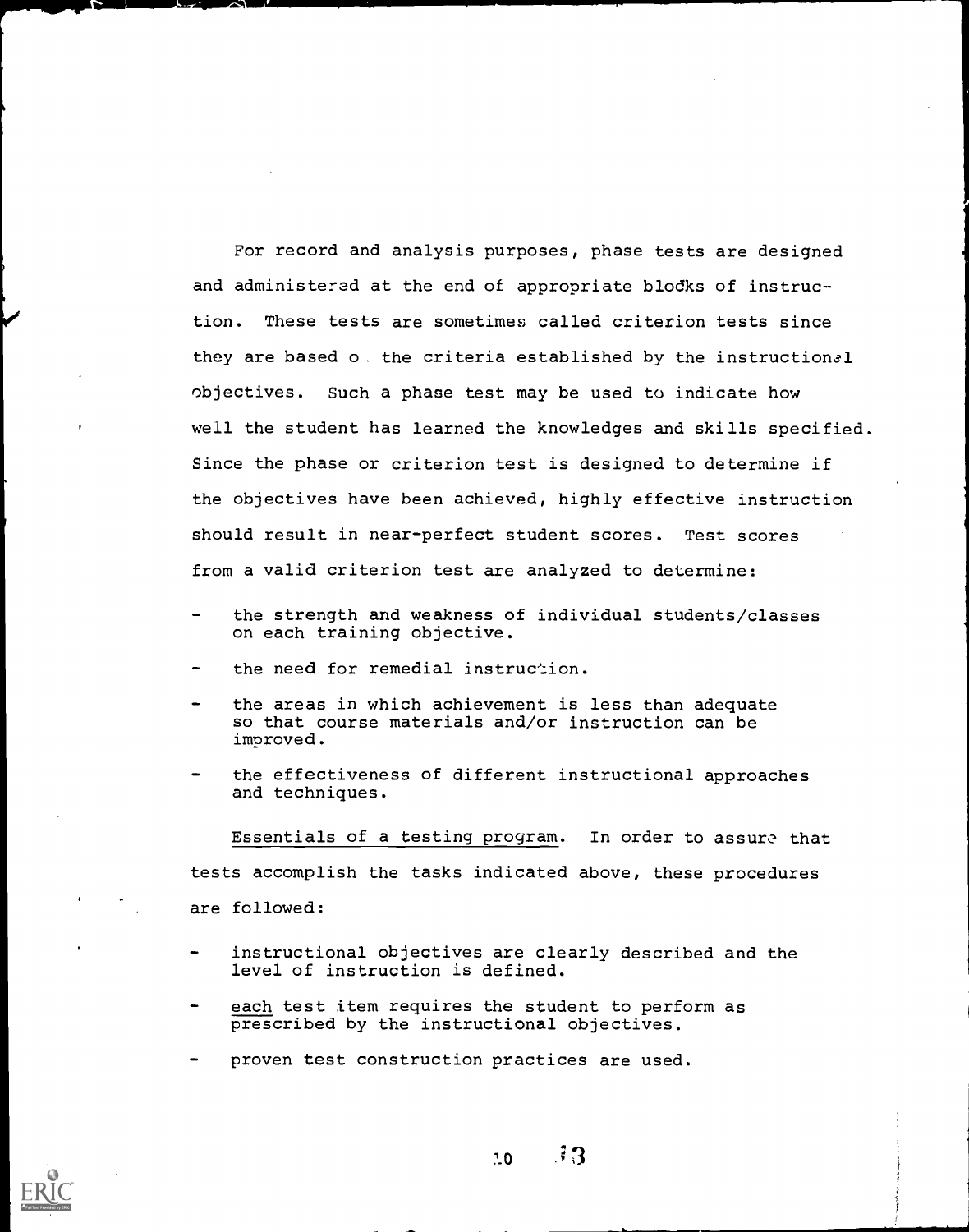For record and analysis purposes, phase tests are designed and administered at the end of appropriate blocks of instruction. These tests are sometimes called criterion tests since they are based on the criteria established by the instructional objectives. Such a phase test may be used to indicate how well the student has learned the knowledges and skills specified. Since the phase or criterion test is designed to determine if the objectives have been achieved, highly effective instruction should result in near-perfect student scores. Test scores from a valid criterion test are analyzed to determine:

- the strength and weakness of individual students/classes on each training objective.
- the need for remedial instruction.
- the areas in which achievement is less than adequate so that course materials and/or instruction can be improved.
- the effectiveness of different instructional approaches and techniques.

Essentials of a testing program. In order to assure that tests accomplish the tasks indicated above, these procedures are followed:

- instructional objectives are clearly described and the level of instruction is defined.
- each test item requires the student to perform as prescribed by the instructional objectives.
- proven test construction practices are used.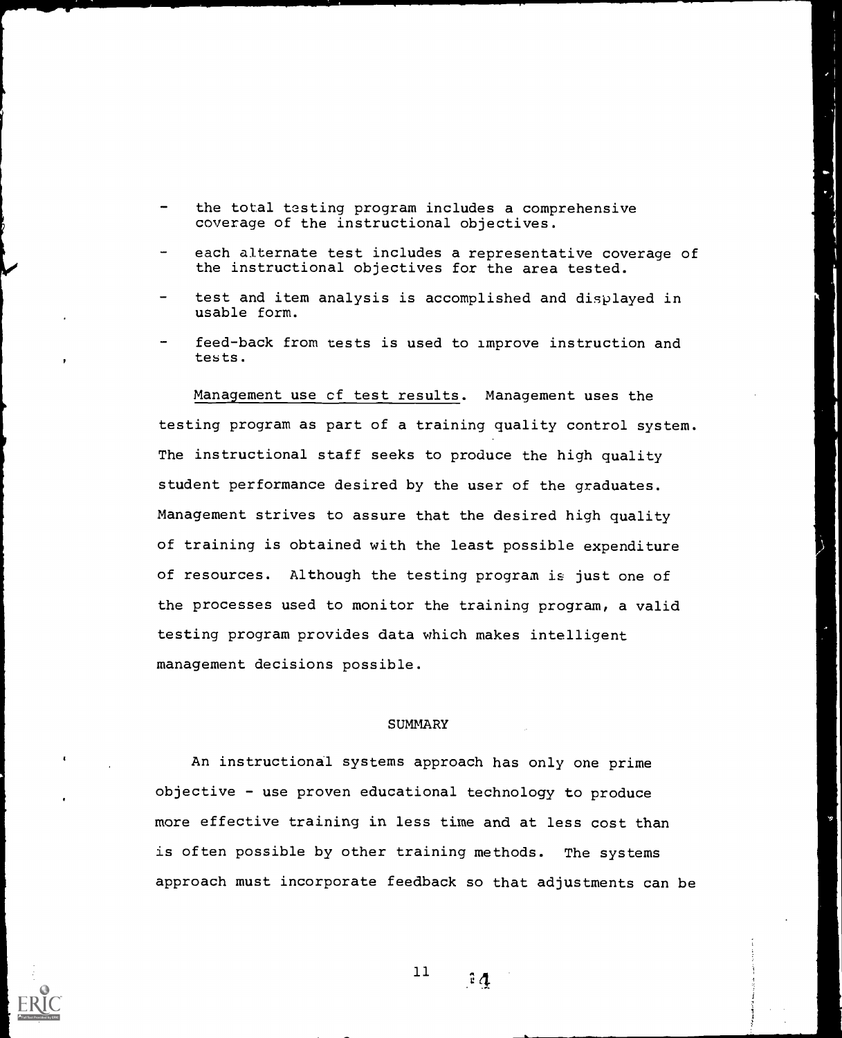- the total testing program includes a comprehensive coverage of the instructional objectives.
- each alternate test includes a representative coverage of the instructional objectives for the area tested.
- test and item analysis is accomplished and displayed in usable form.
- feed-back from tests is used to improve instruction and tests.

Management use of test results. Management uses the testing program as part of a training quality control system. The instructional staff seeks to produce the high quality student performance desired by the user of the graduates. Management strives to assure that the desired high quality of training is obtained with the least possible expenditure of resources. Although the testing program is just one of the processes used to monitor the training program, a valid testing program provides data which makes intelligent management decisions possible.

## SUMMARY

An instructional systems approach has only one prime objective - use proven educational technology to produce more effective training in less time and at less cost than is often possible by other training methods. The systems approach must incorporate feedback so that adjustments can be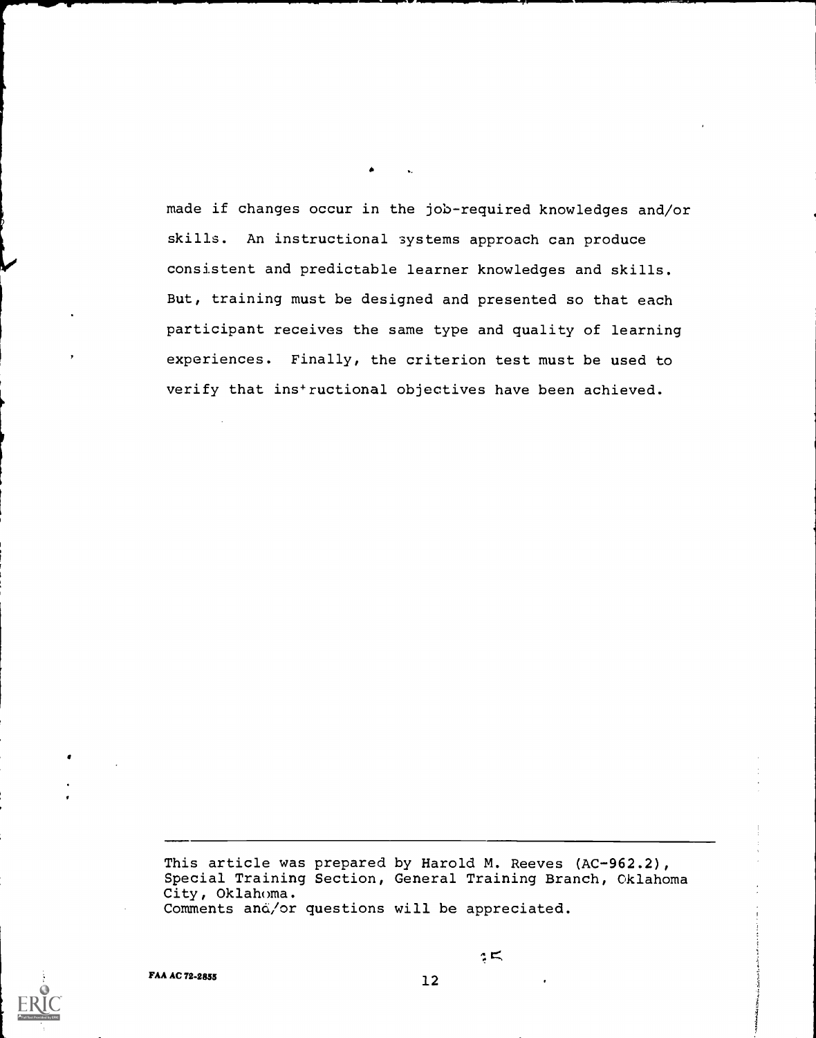made if changes occur in the job-required knowledges and/or skills. An instructional systems approach can produce consistent and predictable learner knowledges and skills. But, training must be designed and presented so that each participant receives the same type and quality of learning experiences. Finally, the criterion test must be used to verify that instructional objectives have been achieved.

---

This article was prepared by Harold M. Reeves (AC-962.2), Special Training Section, General Training Branch, Oklahoma City, Oklahoma.
Comments and/or questions will be appreciated.

FAA AC 72-2855